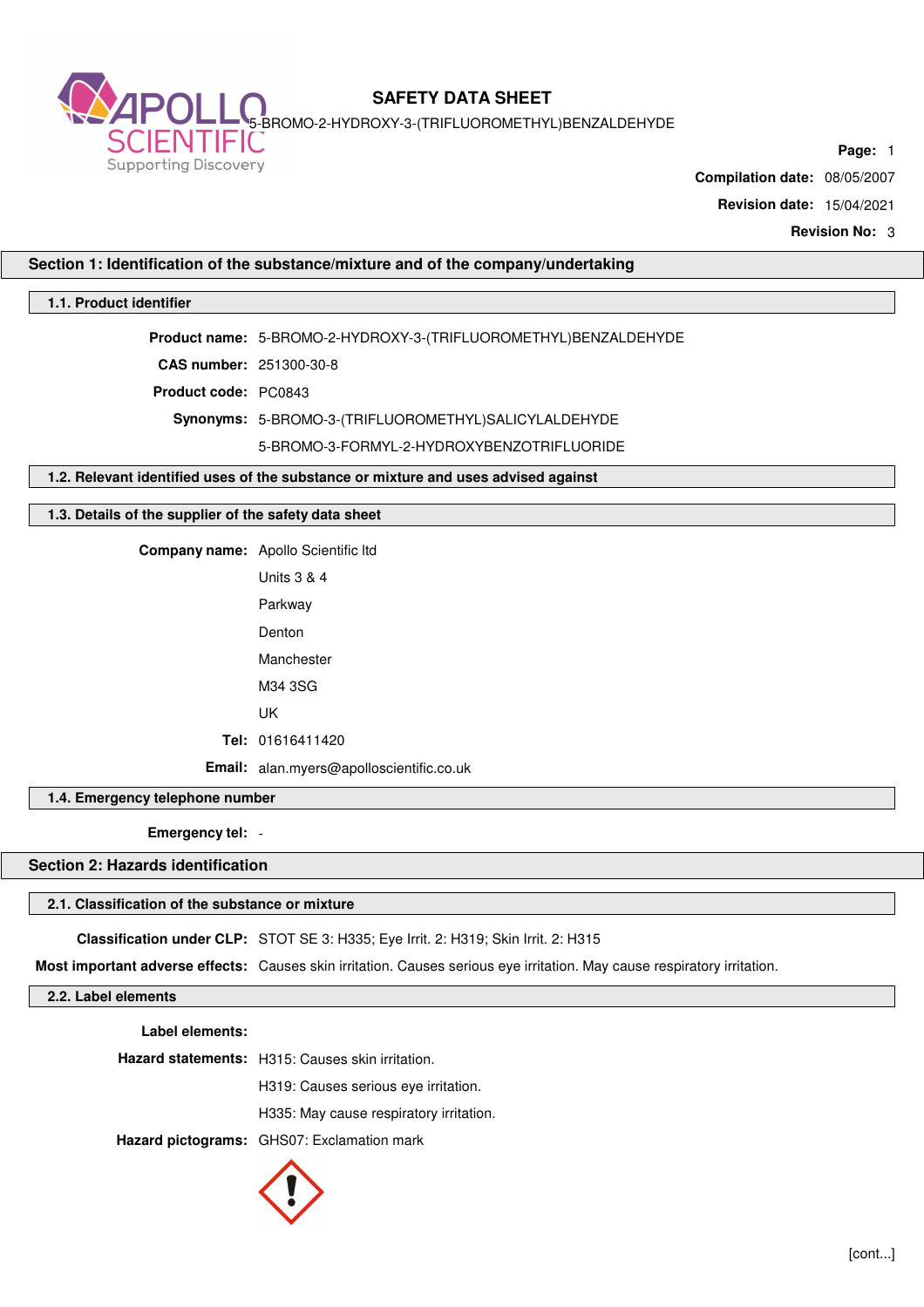# SAFETY DATA SHEET

5-BROMO-2-HYDROXY-3-(TRIFLUOROMETHYL)BENZALDEHYDE

**Page:** 1

**Compilation date:** 08/05/2007

**Revision date:** 15/04/2021

**Revision No:** 3

## Section 1: Identification of the substance/mixture and of the company/undertaking

### 1.1. Product identifier

**Product name:** 5-BROMO-2-HYDROXY-3-(TRIFLUOROMETHYL)BENZALDEHYDE

**CAS number:** 251300-30-8

**Product code:** PC0843

**Synonyms:** 5-BROMO-3-(TRIFLUOROMETHYL)SALICYLALDEHYDE

5-BROMO-3-FORMYL-2-HYDROXYBENZOTRIFLUORIDE

### 1.2. Relevant identified uses of the substance or mixture and uses advised against

### 1.3. Details of the supplier of the safety data sheet

**Company name:** Apollo Scientific ltd

Units 3 & 4

Parkway

Denton

Manchester

M34 3SG

UK

**Tel:** 01616411420

**Email:** alan.myers@apolloscientific.co.uk

### 1.4. Emergency telephone number

**Emergency tel:** -

## Section 2: Hazards identification

### 2.1. Classification of the substance or mixture

**Classification under CLP:** STOT SE 3: H335; Eye Irrit. 2: H319; Skin Irrit. 2: H315

**Most important adverse effects:** Causes skin irritation. Causes serious eye irritation. May cause respiratory irritation.

### 2.2. Label elements

**Label elements:**

**Hazard statements:** H315: Causes skin irritation.

H319: Causes serious eye irritation.

H335: May cause respiratory irritation.

**Hazard pictograms:** GHS07: Exclamation mark

[cont...]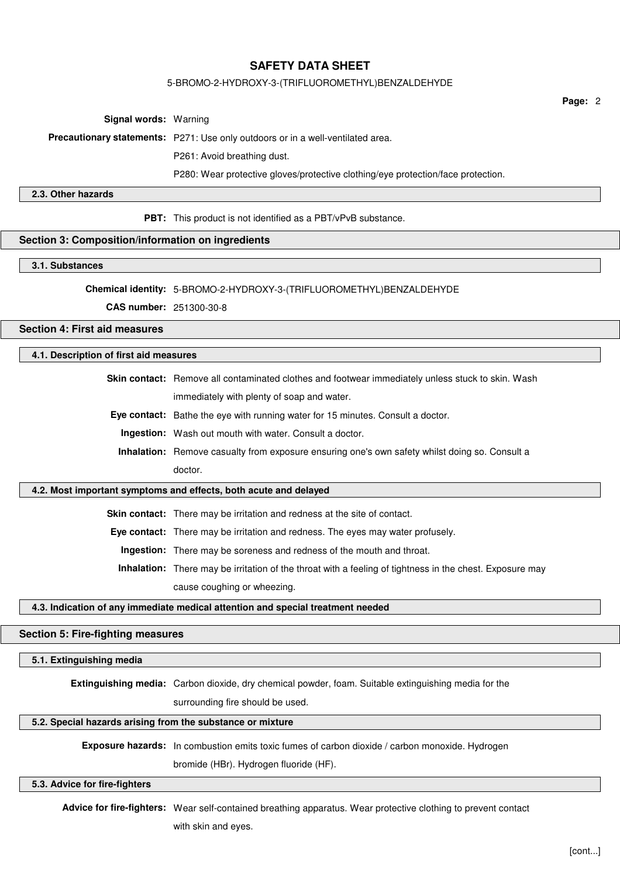**Signal words:** Warning

**Precautionary statements:** P271: Use only outdoors or in a well-ventilated area.

P261: Avoid breathing dust.

P280: Wear protective gloves/protective clothing/eye protection/face protection.

### 2.3. Other hazards

**PBT:** This product is not identified as a PBT/vPvB substance.

## Section 3: Composition/information on ingredients

### 3.1. Substances

**Chemical identity:** 5-BROMO-2-HYDROXY-3-(TRIFLUOROMETHYL)BENZALDEHYDE

**CAS number:** 251300-30-8

## Section 4: First aid measures

### 4.1. Description of first aid measures

**Skin contact:** Remove all contaminated clothes and footwear immediately unless stuck to skin. Wash immediately with plenty of soap and water.

**Eye contact:** Bathe the eye with running water for 15 minutes. Consult a doctor.

**Ingestion:** Wash out mouth with water. Consult a doctor.

**Inhalation:** Remove casualty from exposure ensuring one's own safety whilst doing so. Consult a doctor.

### 4.2. Most important symptoms and effects, both acute and delayed

**Skin contact:** There may be irritation and redness at the site of contact.

**Eye contact:** There may be irritation and redness. The eyes may water profusely.

**Ingestion:** There may be soreness and redness of the mouth and throat.

**Inhalation:** There may be irritation of the throat with a feeling of tightness in the chest. Exposure may cause coughing or wheezing.

### 4.3. Indication of any immediate medical attention and special treatment needed

## Section 5: Fire-fighting measures

### 5.1. Extinguishing media

**Extinguishing media:** Carbon dioxide, dry chemical powder, foam. Suitable extinguishing media for the surrounding fire should be used.

### 5.2. Special hazards arising from the substance or mixture

**Exposure hazards:** In combustion emits toxic fumes of carbon dioxide / carbon monoxide. Hydrogen bromide (HBr). Hydrogen fluoride (HF).

### 5.3. Advice for fire-fighters

**Advice for fire-fighters:** Wear self-contained breathing apparatus. Wear protective clothing to prevent contact with skin and eyes.

[cont...]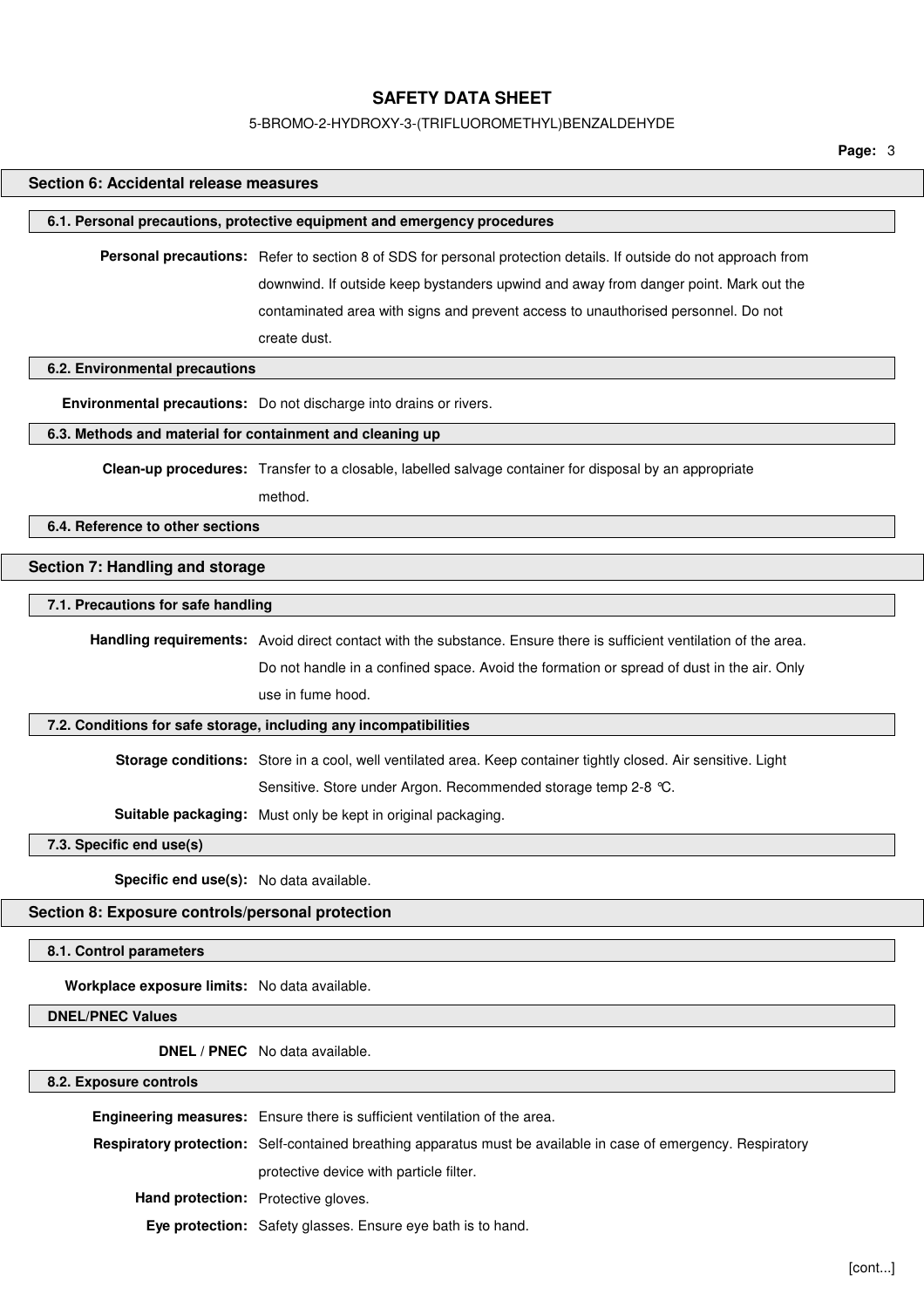## Section 6: Accidental release measures

### 6.1. Personal precautions, protective equipment and emergency procedures

**Personal precautions:** Refer to section 8 of SDS for personal protection details. If outside do not approach from downwind. If outside keep bystanders upwind and away from danger point. Mark out the contaminated area with signs and prevent access to unauthorised personnel. Do not create dust.

### 6.2. Environmental precautions

**Environmental precautions:** Do not discharge into drains or rivers.

### 6.3. Methods and material for containment and cleaning up

**Clean-up procedures:** Transfer to a closable, labelled salvage container for disposal by an appropriate method.

### 6.4. Reference to other sections

## Section 7: Handling and storage

### 7.1. Precautions for safe handling

**Handling requirements:** Avoid direct contact with the substance. Ensure there is sufficient ventilation of the area. Do not handle in a confined space. Avoid the formation or spread of dust in the air. Only use in fume hood.

### 7.2. Conditions for safe storage, including any incompatibilities

**Storage conditions:** Store in a cool, well ventilated area. Keep container tightly closed. Air sensitive. Light Sensitive. Store under Argon. Recommended storage temp 2-8 °C.

**Suitable packaging:** Must only be kept in original packaging.

### 7.3. Specific end use(s)

**Specific end use(s):** No data available.

## Section 8: Exposure controls/personal protection

### 8.1. Control parameters

**Workplace exposure limits:** No data available.

### DNEL/PNEC Values

**DNEL / PNEC** No data available.

### 8.2. Exposure controls

**Engineering measures:** Ensure there is sufficient ventilation of the area.

**Respiratory protection:** Self-contained breathing apparatus must be available in case of emergency. Respiratory protective device with particle filter.

**Hand protection:** Protective gloves.

**Eye protection:** Safety glasses. Ensure eye bath is to hand.

[cont...]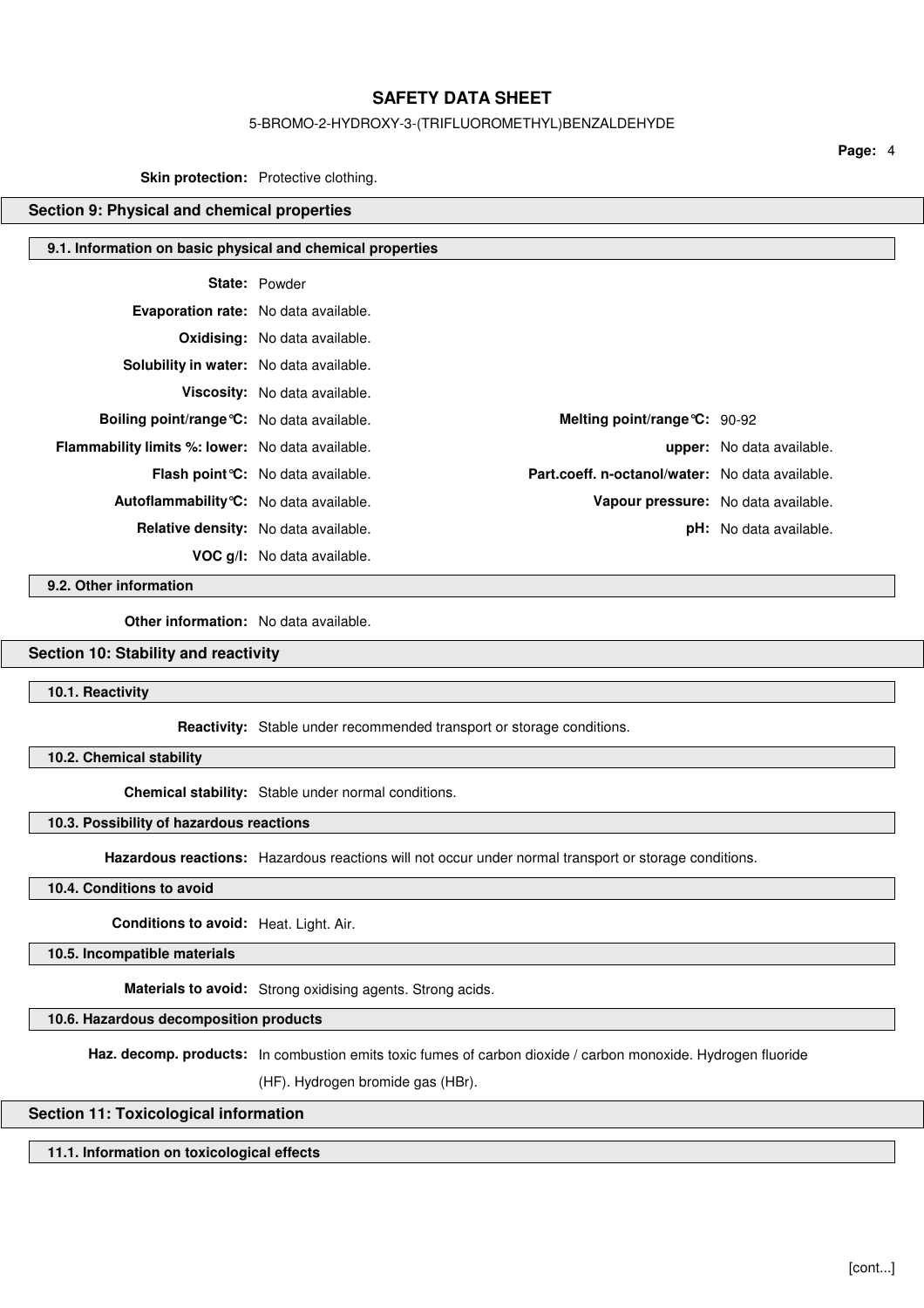**Skin protection:** Protective clothing.

## Section 9: Physical and chemical properties

### 9.1. Information on basic physical and chemical properties

| | | | |
|---|---|---|---|
| **State:** | Powder | | |
| **Evaporation rate:** | No data available. | | |
| **Oxidising:** | No data available. | | |
| **Solubility in water:** | No data available. | | |
| **Viscosity:** | No data available. | | |
| **Boiling point/range°C:** | No data available. | **Melting point/range°C:** | 90-92 |
| **Flammability limits %: lower:** | No data available. | **upper:** | No data available. |
| **Flash point°C:** | No data available. | **Part.coeff. n-octanol/water:** | No data available. |
| **Autoflammability°C:** | No data available. | **Vapour pressure:** | No data available. |
| **Relative density:** | No data available. | **pH:** | No data available. |
| **VOC g/l:** | No data available. | | |

### 9.2. Other information

**Other information:** No data available.

## Section 10: Stability and reactivity

### 10.1. Reactivity

**Reactivity:** Stable under recommended transport or storage conditions.

### 10.2. Chemical stability

**Chemical stability:** Stable under normal conditions.

### 10.3. Possibility of hazardous reactions

**Hazardous reactions:** Hazardous reactions will not occur under normal transport or storage conditions.

### 10.4. Conditions to avoid

**Conditions to avoid:** Heat. Light. Air.

### 10.5. Incompatible materials

**Materials to avoid:** Strong oxidising agents. Strong acids.

### 10.6. Hazardous decomposition products

**Haz. decomp. products:** In combustion emits toxic fumes of carbon dioxide / carbon monoxide. Hydrogen fluoride (HF). Hydrogen bromide gas (HBr).

## Section 11: Toxicological information

### 11.1. Information on toxicological effects

[cont...]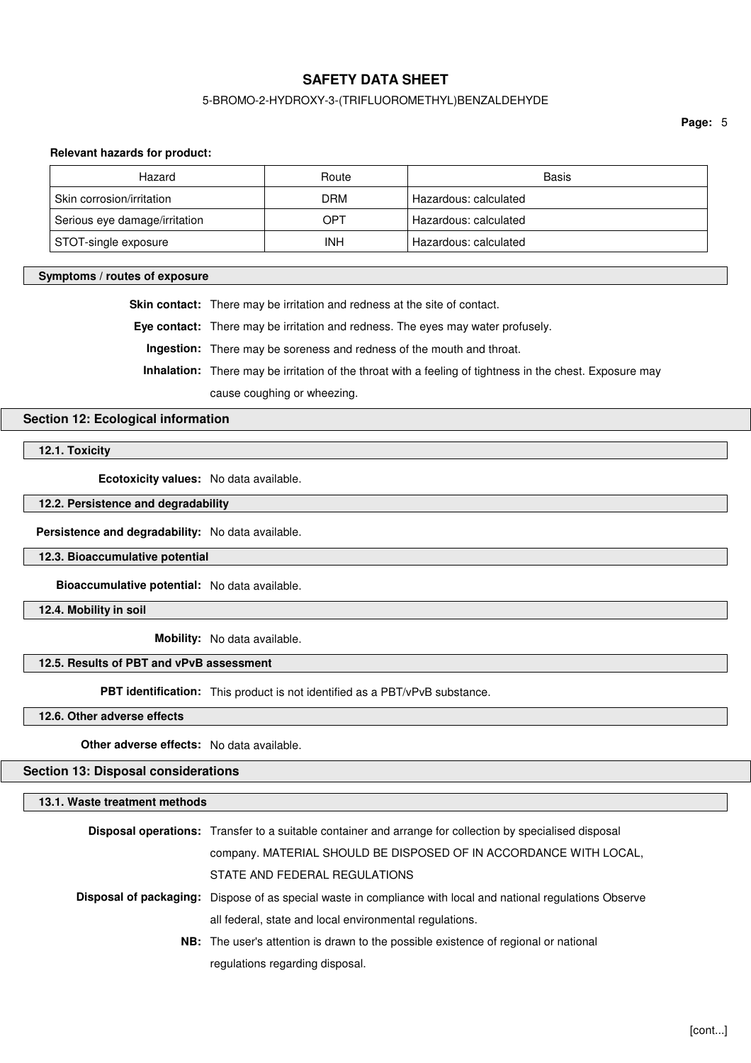**Relevant hazards for product:**

| Hazard | Route | Basis |
| --- | --- | --- |
| Skin corrosion/irritation | DRM | Hazardous: calculated |
| Serious eye damage/irritation | OPT | Hazardous: calculated |
| STOT-single exposure | INH | Hazardous: calculated |

### Symptoms / routes of exposure

**Skin contact:** There may be irritation and redness at the site of contact.

**Eye contact:** There may be irritation and redness. The eyes may water profusely.

**Ingestion:** There may be soreness and redness of the mouth and throat.

**Inhalation:** There may be irritation of the throat with a feeling of tightness in the chest. Exposure may cause coughing or wheezing.

## Section 12: Ecological information

### 12.1. Toxicity

**Ecotoxicity values:** No data available.

### 12.2. Persistence and degradability

**Persistence and degradability:** No data available.

### 12.3. Bioaccumulative potential

**Bioaccumulative potential:** No data available.

### 12.4. Mobility in soil

**Mobility:** No data available.

### 12.5. Results of PBT and vPvB assessment

**PBT identification:** This product is not identified as a PBT/vPvB substance.

### 12.6. Other adverse effects

**Other adverse effects:** No data available.

## Section 13: Disposal considerations

### 13.1. Waste treatment methods

**Disposal operations:** Transfer to a suitable container and arrange for collection by specialised disposal company. MATERIAL SHOULD BE DISPOSED OF IN ACCORDANCE WITH LOCAL, STATE AND FEDERAL REGULATIONS

**Disposal of packaging:** Dispose of as special waste in compliance with local and national regulations Observe all federal, state and local environmental regulations.

**NB:** The user's attention is drawn to the possible existence of regional or national regulations regarding disposal.

[cont...]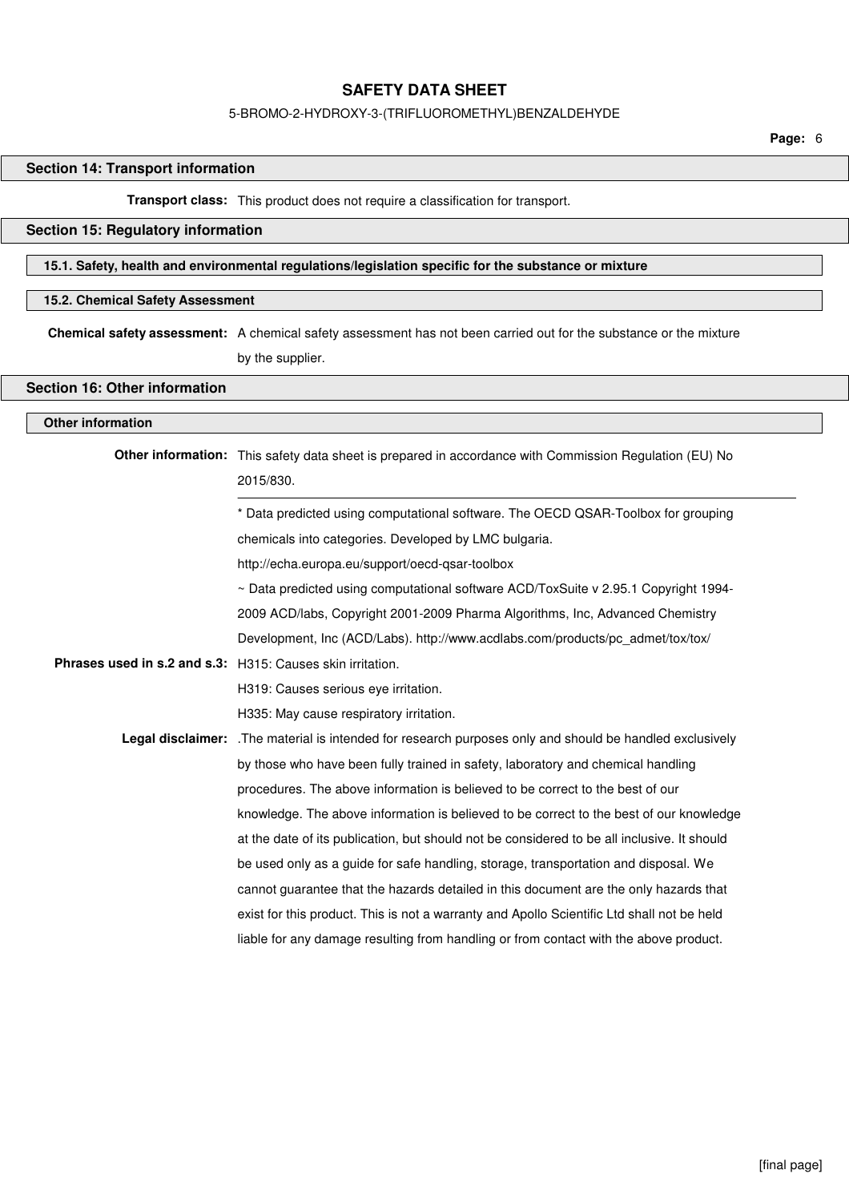## Section 14: Transport information

**Transport class:** This product does not require a classification for transport.

## Section 15: Regulatory information

### 15.1. Safety, health and environmental regulations/legislation specific for the substance or mixture

### 15.2. Chemical Safety Assessment

**Chemical safety assessment:** A chemical safety assessment has not been carried out for the substance or the mixture by the supplier.

## Section 16: Other information

### Other information

**Other information:** This safety data sheet is prepared in accordance with Commission Regulation (EU) No 2015/830.

---

* Data predicted using computational software. The OECD QSAR-Toolbox for grouping chemicals into categories. Developed by LMC bulgaria. http://echa.europa.eu/support/oecd-qsar-toolbox

~ Data predicted using computational software ACD/ToxSuite v 2.95.1 Copyright 1994-2009 ACD/labs, Copyright 2001-2009 Pharma Algorithms, Inc, Advanced Chemistry Development, Inc (ACD/Labs). http://www.acdlabs.com/products/pc_admet/tox/tox/

**Phrases used in s.2 and s.3:** H315: Causes skin irritation.

H319: Causes serious eye irritation.

H335: May cause respiratory irritation.

**Legal disclaimer:** .The material is intended for research purposes only and should be handled exclusively by those who have been fully trained in safety, laboratory and chemical handling procedures. The above information is believed to be correct to the best of our knowledge. The above information is believed to be correct to the best of our knowledge at the date of its publication, but should not be considered to be all inclusive. It should be used only as a guide for safe handling, storage, transportation and disposal. We cannot guarantee that the hazards detailed in this document are the only hazards that exist for this product. This is not a warranty and Apollo Scientific Ltd shall not be held liable for any damage resulting from handling or from contact with the above product.

[final page]